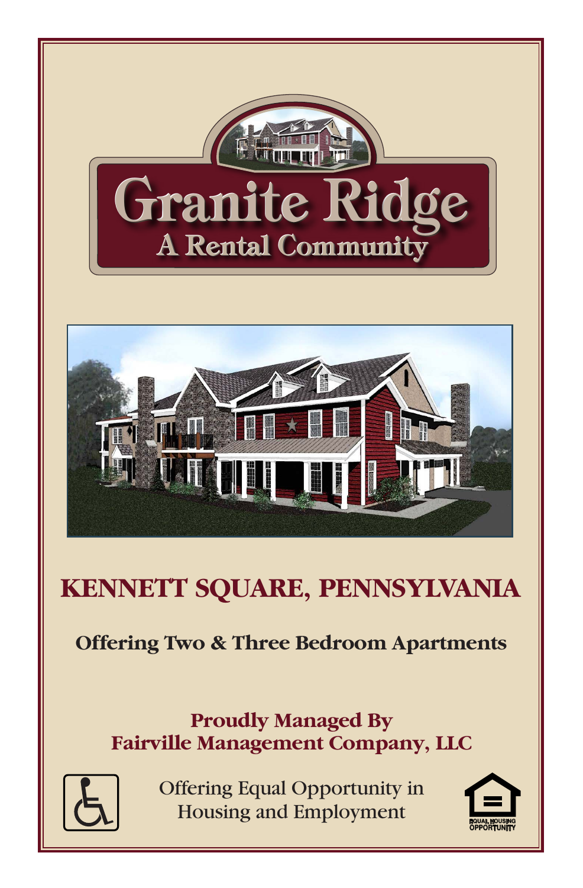# Granite Ridge

## A Rental Community

## KENNETT SQUARE, PENNSYLVANIA

**Offering Two & Three Bedroom Apartments**

**Proudly Managed By**
**Fairville Management Company, LLC**

Offering Equal Opportunity in Housing and Employment

EQUAL HOUSING OPPORTUNITY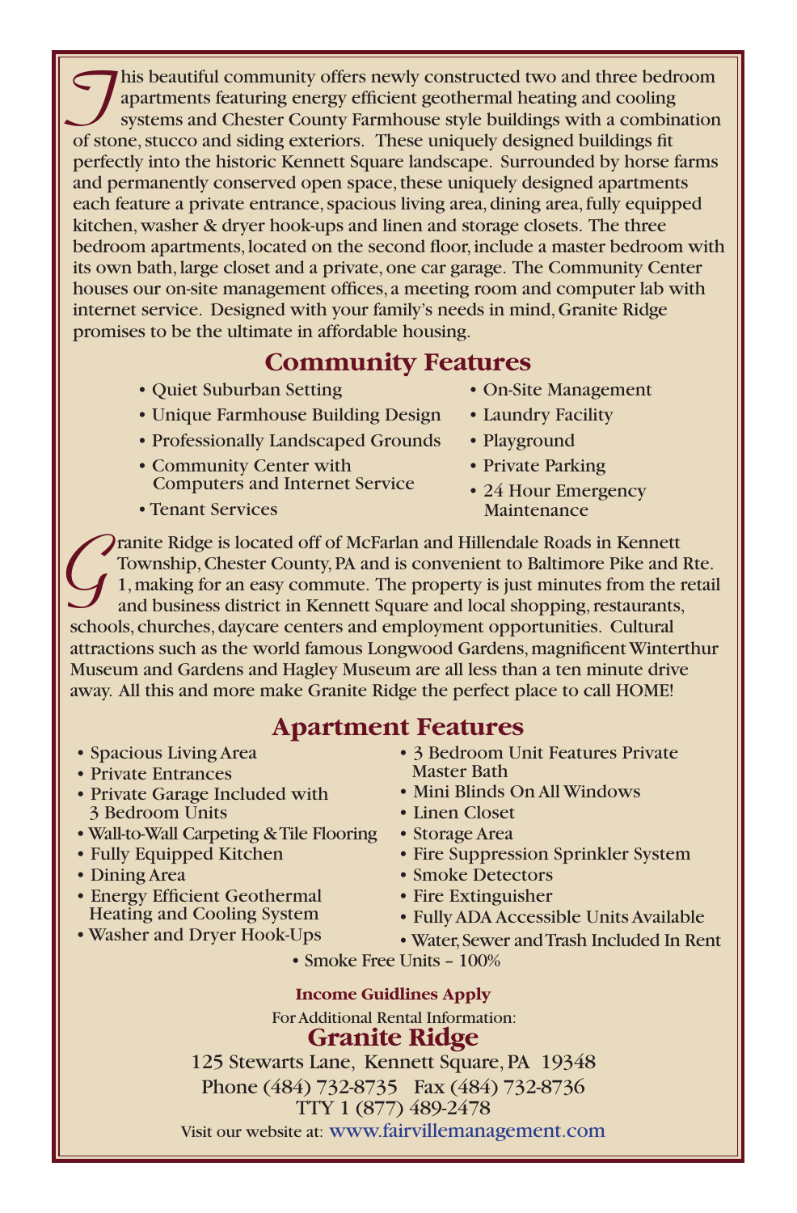This beautiful community offers newly constructed two and three bedroom apartments featuring energy efficient geothermal heating and cooling systems and Chester County Farmhouse style buildings with a combination of stone, stucco and siding exteriors. These uniquely designed buildings fit perfectly into the historic Kennett Square landscape. Surrounded by horse farms and permanently conserved open space, these uniquely designed apartments each feature a private entrance, spacious living area, dining area, fully equipped kitchen, washer & dryer hook-ups and linen and storage closets. The three bedroom apartments, located on the second floor, include a master bedroom with its own bath, large closet and a private, one car garage. The Community Center houses our on-site management offices, a meeting room and computer lab with internet service. Designed with your family's needs in mind, Granite Ridge promises to be the ultimate in affordable housing.

## Community Features

- Quiet Suburban Setting
- Unique Farmhouse Building Design
- Professionally Landscaped Grounds
- Community Center with Computers and Internet Service
- Tenant Services
- On-Site Management
- Laundry Facility
- Playground
- Private Parking
- 24 Hour Emergency Maintenance

Granite Ridge is located off of McFarlan and Hillendale Roads in Kennett Township, Chester County, PA and is convenient to Baltimore Pike and Rte. 1, making for an easy commute. The property is just minutes from the retail and business district in Kennett Square and local shopping, restaurants, schools, churches, daycare centers and employment opportunities. Cultural attractions such as the world famous Longwood Gardens, magnificent Winterthur Museum and Gardens and Hagley Museum are all less than a ten minute drive away. All this and more make Granite Ridge the perfect place to call HOME!

## Apartment Features

- Spacious Living Area
- Private Entrances
- Private Garage Included with 3 Bedroom Units
- Wall-to-Wall Carpeting & Tile Flooring
- Fully Equipped Kitchen
- Dining Area
- Energy Efficient Geothermal Heating and Cooling System
- Washer and Dryer Hook-Ups
- 3 Bedroom Unit Features Private Master Bath
- Mini Blinds On All Windows
- Linen Closet
- Storage Area
- Fire Suppression Sprinkler System
- Smoke Detectors
- Fire Extinguisher
- Fully ADA Accessible Units Available
- Water, Sewer and Trash Included In Rent
- Smoke Free Units – 100%

**Income Guidlines Apply**

For Additional Rental Information:

### Granite Ridge

125 Stewarts Lane, Kennett Square, PA 19348
Phone (484) 732-8735 Fax (484) 732-8736
TTY 1 (877) 489-2478

Visit our website at: www.fairvillemanagement.com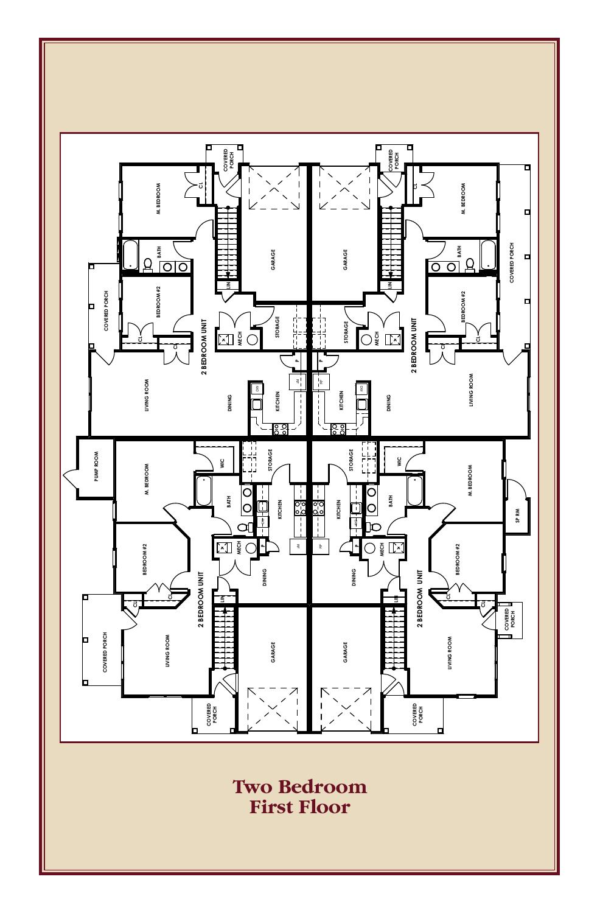# Two Bedroom
# First Floor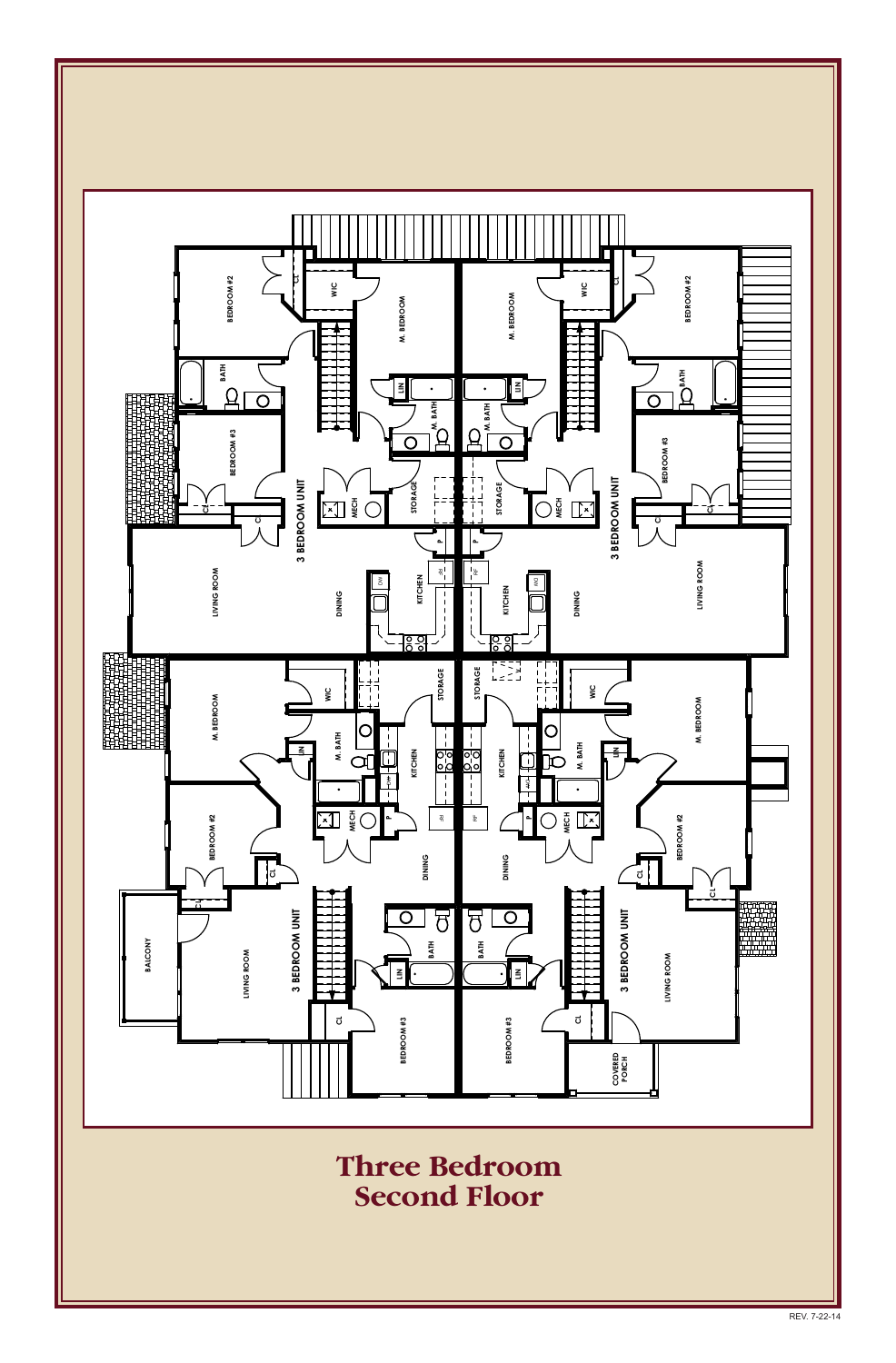BEDROOM #2

CL

WIC

M. BEDROOM

M. BEDROOM

WIC

CL

BEDROOM #2

BATH

LIN

M. BATH

M. BATH

LIN

BATH

BEDROOM #3

CL

MECH

STORAGE

STORAGE

MECH

3 BEDROOM UNIT

BEDROOM #3

CL

3 BEDROOM UNIT

CL

P

P

CL

LIVING ROOM

DINING

DW

KITCHEN

RF

RF

KITCHEN

DW

DINING

LIVING ROOM

M. BEDROOM

WIC

STORAGE

STORAGE

WIC

M. BEDROOM

LIN

M. BATH

KITCHEN

KITCHEN

M. BATH

LIN

DW

DW

MECH

P

RF

RF

P

MECH

BEDROOM #2

BEDROOM #2

CL

DINING

DINING

CL

CL

CL

BALCONY

3 BEDROOM UNIT

BATH

BATH

3 BEDROOM UNIT

LIVING ROOM

LIN

LIN

LIVING ROOM

CL

BEDROOM #3

BEDROOM #3

CL

COVERED PORCH

# Three Bedroom Second Floor

REV. 7-22-14